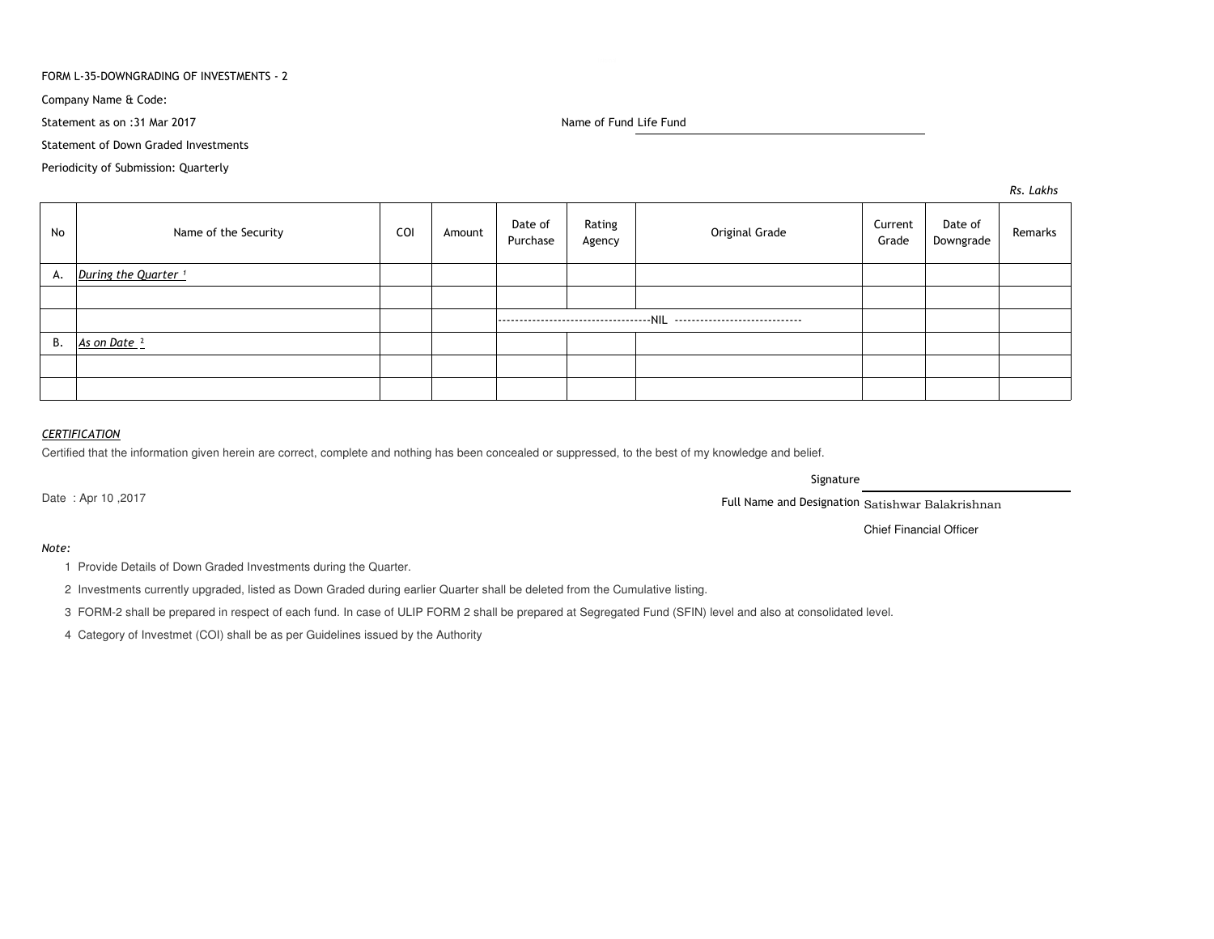FORM L-35-DOWNGRADING OF INVESTMENTS - 2

Company Name & Code:

Statement as on :31 Mar 2017

Name of Fund Life Fund

Statement of Down Graded Investments

Periodicity of Submission: Quarterly

*Rs. Lakhs*

| No | Name of the Security | COI | Amount | Date of Purchase | Rating Agency | Original Grade | Current Grade | Date of Downgrade | Remarks |
|---|---|---|---|---|---|---|---|---|---|
| A. | *During the Quarter* [1] | | | | | | | | |
| | | | | | | | | | |
| | | | | ------------------------------------NIL ----------------------------- | | | | | |
| B. | *As on Date* [2] | | | | | | | | |
| | | | | | | | | | |
| | | | | | | | | | |

*CERTIFICATION*

Certified that the information given herein are correct, complete and nothing has been concealed or suppressed, to the best of my knowledge and belief.

Signature

Date : Apr 10 ,2017

Full Name and Designation Satishwar Balakrishnan

Chief Financial Officer

*Note:*

1. Provide Details of Down Graded Investments during the Quarter.
2. Investments currently upgraded, listed as Down Graded during earlier Quarter shall be deleted from the Cumulative listing.
3. FORM-2 shall be prepared in respect of each fund. In case of ULIP FORM 2 shall be prepared at Segregated Fund (SFIN) level and also at consolidated level.
4. Category of Investmet (COI) shall be as per Guidelines issued by the Authority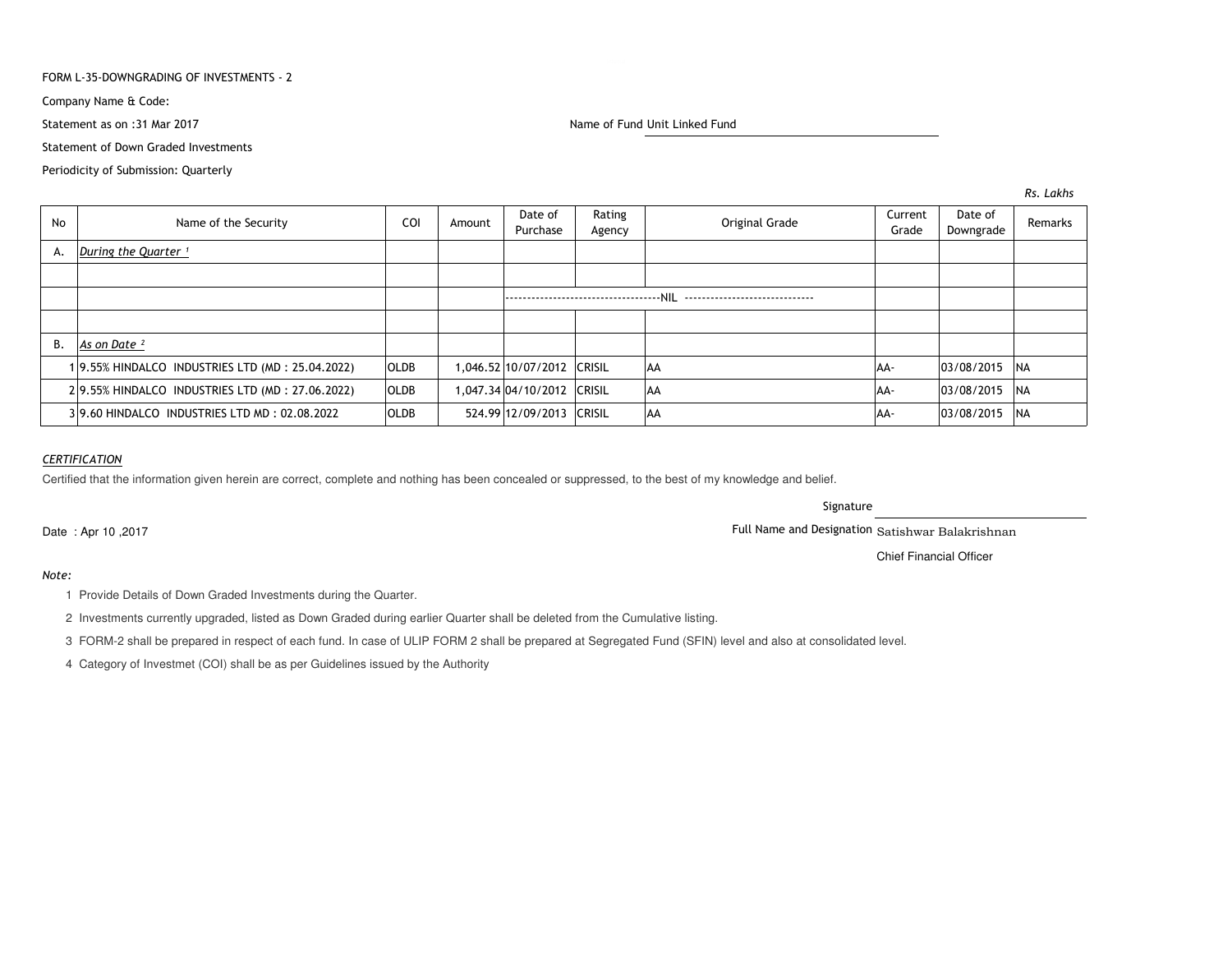FORM L-35-DOWNGRADING OF INVESTMENTS - 2

Company Name & Code:

Statement as on :31 Mar 2017

Name of Fund Unit Linked Fund

Statement of Down Graded Investments

Periodicity of Submission: Quarterly

*Rs. Lakhs*

| No | Name of the Security | COI | Amount | Date of Purchase | Rating Agency | Original Grade | Current Grade | Date of Downgrade | Remarks |
|---|---|---|---|---|---|---|---|---|---|
| A. | *During the Quarter [1]* | | | | | | | | |
| | | | | | | | | | |
| | | | | ------------------------------------NIL ------------------------------ | | | | | |
| | | | | | | | | | |
| B. | *As on Date [2]* | | | | | | | | |
| 1 | 9.55% HINDALCO INDUSTRIES LTD (MD : 25.04.2022) | OLDB | 1,046.52 | 10/07/2012 | CRISIL | AA | AA- | 03/08/2015 | NA |
| 2 | 9.55% HINDALCO INDUSTRIES LTD (MD : 27.06.2022) | OLDB | 1,047.34 | 04/10/2012 | CRISIL | AA | AA- | 03/08/2015 | NA |
| 3 | 9.60 HINDALCO INDUSTRIES LTD MD : 02.08.2022 | OLDB | 524.99 | 12/09/2013 | CRISIL | AA | AA- | 03/08/2015 | NA |

*CERTIFICATION*

Certified that the information given herein are correct, complete and nothing has been concealed or suppressed, to the best of my knowledge and belief.

Signature

Date : Apr 10 ,2017

Full Name and Designation Satishwar Balakrishnan

Chief Financial Officer

*Note:*

1 Provide Details of Down Graded Investments during the Quarter.

2 Investments currently upgraded, listed as Down Graded during earlier Quarter shall be deleted from the Cumulative listing.

3 FORM-2 shall be prepared in respect of each fund. In case of ULIP FORM 2 shall be prepared at Segregated Fund (SFIN) level and also at consolidated level.

4 Category of Investmet (COI) shall be as per Guidelines issued by the Authority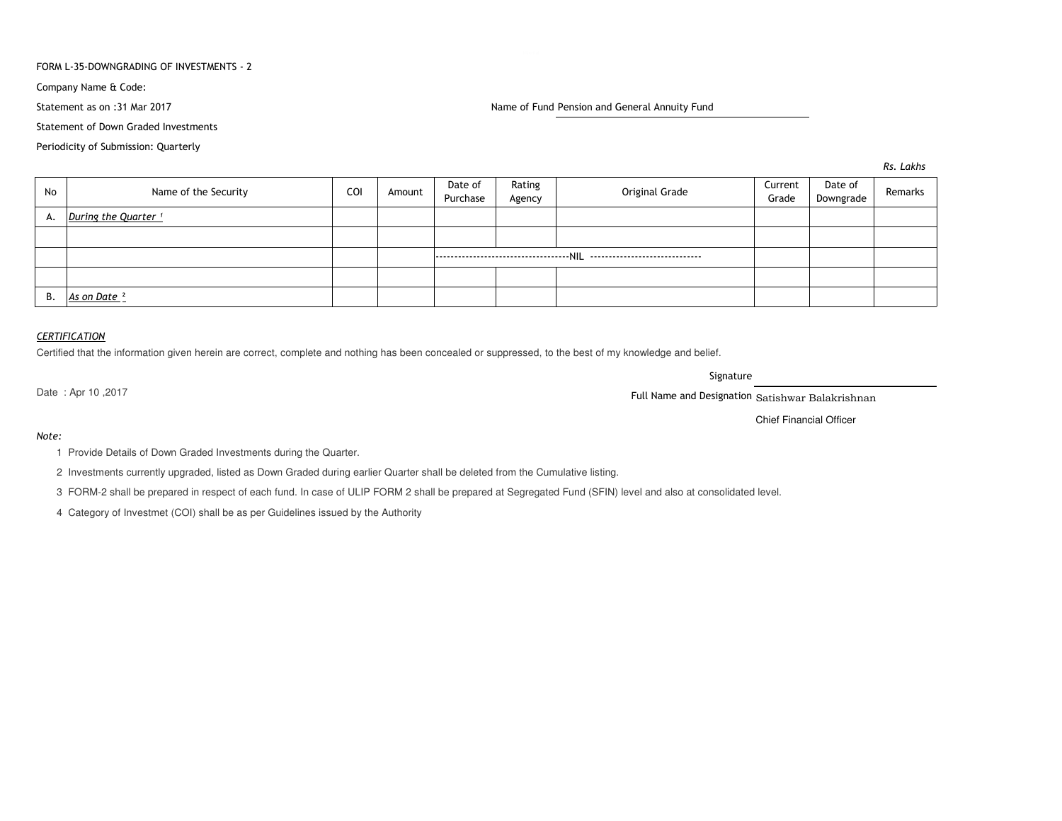FORM L-35-DOWNGRADING OF INVESTMENTS - 2

Company Name & Code:

Statement as on :31 Mar 2017

Name of Fund Pension and General Annuity Fund

Statement of Down Graded Investments

Periodicity of Submission: Quarterly

*Rs. Lakhs*

| No | Name of the Security | COI | Amount | Date of Purchase | Rating Agency | Original Grade | Current Grade | Date of Downgrade | Remarks |
|---|---|---|---|---|---|---|---|---|---|
| A. | *During the Quarter* [1] | | | | | | | | |
| | | | | | | | | | |
| | | | | ------------------------------------NIL ------------------------------ | | | | | |
| | | | | | | | | | |
| B. | *As on Date* [2] | | | | | | | | |

*CERTIFICATION*

Certified that the information given herein are correct, complete and nothing has been concealed or suppressed, to the best of my knowledge and belief.

Signature

Date : Apr 10 ,2017

Full Name and Designation Satishwar Balakrishnan

Chief Financial Officer

*Note:*

1 Provide Details of Down Graded Investments during the Quarter.

2 Investments currently upgraded, listed as Down Graded during earlier Quarter shall be deleted from the Cumulative listing.

3 FORM-2 shall be prepared in respect of each fund. In case of ULIP FORM 2 shall be prepared at Segregated Fund (SFIN) level and also at consolidated level.

4 Category of Investmet (COI) shall be as per Guidelines issued by the Authority